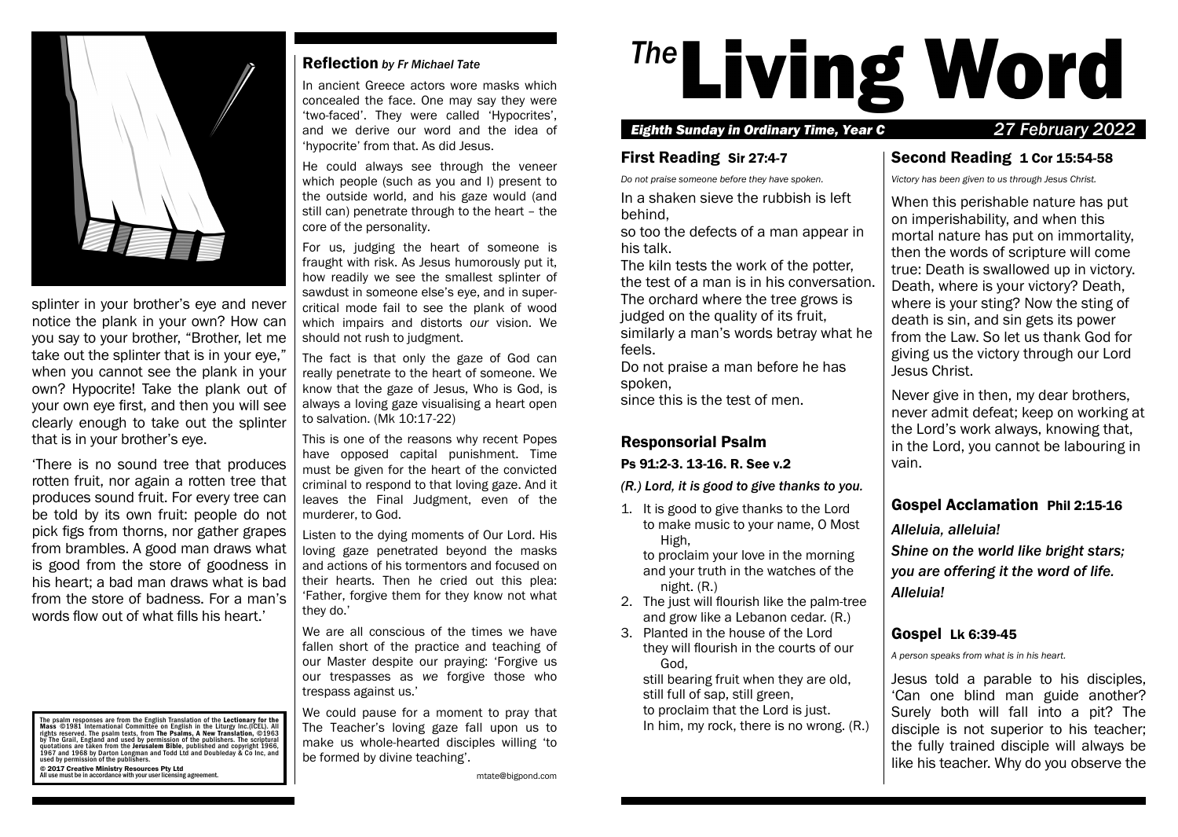# *The* Living Word

***Eighth Sunday in Ordinary Time, Year C*** *27 February 2022*

## First Reading Sir 27:4-7

*Do not praise someone before they have spoken.*

In a shaken sieve the rubbish is left behind,
so too the defects of a man appear in his talk.
The kiln tests the work of the potter,
the test of a man is in his conversation.
The orchard where the tree grows is judged on the quality of its fruit,
similarly a man's words betray what he feels.
Do not praise a man before he has spoken,
since this is the test of men.

## Responsorial Psalm

**Ps 91:2-3. 13-16. R. See v.2**

***(R.) Lord, it is good to give thanks to you.***

1. It is good to give thanks to the Lord
   to make music to your name, O Most High,
   to proclaim your love in the morning
   and your truth in the watches of the night. (R.)
2. The just will flourish like the palm-tree
   and grow like a Lebanon cedar. (R.)
3. Planted in the house of the Lord
   they will flourish in the courts of our God,
   still bearing fruit when they are old,
   still full of sap, still green,
   to proclaim that the Lord is just.
   In him, my rock, there is no wrong. (R.)

## Second Reading 1 Cor 15:54-58

*Victory has been given to us through Jesus Christ.*

When this perishable nature has put on imperishability, and when this mortal nature has put on immortality, then the words of scripture will come true: Death is swallowed up in victory. Death, where is your victory? Death, where is your sting? Now the sting of death is sin, and sin gets its power from the Law. So let us thank God for giving us the victory through our Lord Jesus Christ.

Never give in then, my dear brothers, never admit defeat; keep on working at the Lord's work always, knowing that, in the Lord, you cannot be labouring in vain.

## Gospel Acclamation Phil 2:15-16

***Alleluia, alleluia!***
***Shine on the world like bright stars;***
***you are offering it the word of life.***
***Alleluia!***

## Gospel Lk 6:39-45

*A person speaks from what is in his heart.*

Jesus told a parable to his disciples, 'Can one blind man guide another? Surely both will fall into a pit? The disciple is not superior to his teacher; the fully trained disciple will always be like his teacher. Why do you observe the splinter in your brother's eye and never notice the plank in your own? How can you say to your brother, "Brother, let me take out the splinter that is in your eye," when you cannot see the plank in your own? Hypocrite! Take the plank out of your own eye first, and then you will see clearly enough to take out the splinter that is in your brother's eye.

'There is no sound tree that produces rotten fruit, nor again a rotten tree that produces sound fruit. For every tree can be told by its own fruit: people do not pick figs from thorns, nor gather grapes from brambles. A good man draws what is good from the store of goodness in his heart; a bad man draws what is bad from the store of badness. For a man's words flow out of what fills his heart.'

## Reflection *by Fr Michael Tate*

In ancient Greece actors wore masks which concealed the face. One may say they were 'two-faced'. They were called 'Hypocrites', and we derive our word and the idea of 'hypocrite' from that. As did Jesus.

He could always see through the veneer which people (such as you and I) present to the outside world, and his gaze would (and still can) penetrate through to the heart – the core of the personality.

For us, judging the heart of someone is fraught with risk. As Jesus humorously put it, how readily we see the smallest splinter of sawdust in someone else's eye, and in super-critical mode fail to see the plank of wood which impairs and distorts *our* vision. We should not rush to judgment.

The fact is that only the gaze of God can really penetrate to the heart of someone. We know that the gaze of Jesus, Who is God, is always a loving gaze visualising a heart open to salvation. (Mk 10:17-22)

This is one of the reasons why recent Popes have opposed capital punishment. Time must be given for the heart of the convicted criminal to respond to that loving gaze. And it leaves the Final Judgment, even of the murderer, to God.

Listen to the dying moments of Our Lord. His loving gaze penetrated beyond the masks and actions of his tormentors and focused on their hearts. Then he cried out this plea: 'Father, forgive them for they know not what they do.'

We are all conscious of the times we have fallen short of the practice and teaching of our Master despite our praying: 'Forgive us our trespasses as *we* forgive those who trespass against us.'

We could pause for a moment to pray that The Teacher's loving gaze fall upon us to make us whole-hearted disciples willing 'to be formed by divine teaching'.

mtate@bigpond.com

---

The psalm responses are from the English Translation of the **Lectionary for the Mass** ©1981 International Committee on English in the Liturgy Inc.(ICEL). All rights reserved. The psalm texts, from **The Psalms, A New Translation**, ©1963 by The Grail, England and used by permission of the publishers. The scriptural quotations are taken from the **Jerusalem Bible**, published and copyright 1966, 1967 and 1968 by Darton Longman and Todd Ltd and Doubleday & Co Inc, and used by permission of the publishers.

**© 2017 Creative Ministry Resources Pty Ltd**
All use must be in accordance with your user licensing agreement.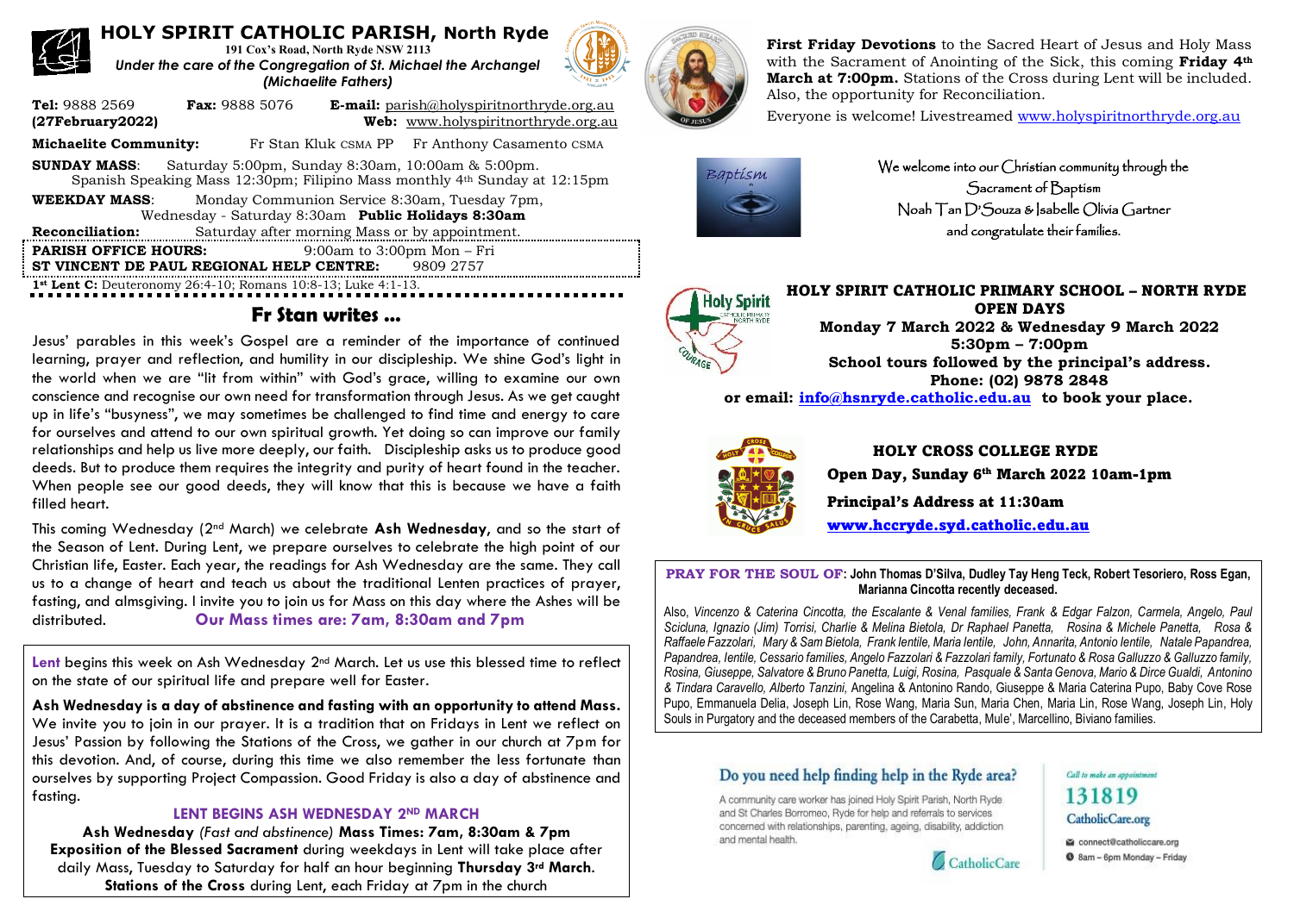# HOLY SPIRIT CATHOLIC PARISH, North Ryde

**191 Cox's Road, North Ryde NSW 2113**

***Under the care of the Congregation of St. Michael the Archangel (Michaelite Fathers)***

**Tel:** 9888 2569 **Fax:** 9888 5076 **E-mail:** parish@holyspiritnorthryde.org.au

**(27February2022)** **Web:** www.holyspiritnorthryde.org.au

**Michaelite Community:** Fr Stan Kluk CSMA PP Fr Anthony Casamento CSMA

**SUNDAY MASS**: Saturday 5:00pm, Sunday 8:30am, 10:00am & 5:00pm.
Spanish Speaking Mass 12:30pm; Filipino Mass monthly 4th Sunday at 12:15pm

**WEEKDAY MASS**: Monday Communion Service 8:30am, Tuesday 7pm, Wednesday - Saturday 8:30am **Public Holidays 8:30am**

**Reconciliation:** Saturday after morning Mass or by appointment.

**PARISH OFFICE HOURS:** 9:00am to 3:00pm Mon – Fri

**ST VINCENT DE PAUL REGIONAL HELP CENTRE:** 9809 2757

**1st Lent C:** Deuteronomy 26:4-10; Romans 10:8-13; Luke 4:1-13.

## Fr Stan writes …

Jesus' parables in this week's Gospel are a reminder of the importance of continued learning, prayer and reflection, and humility in our discipleship. We shine God's light in the world when we are "lit from within" with God's grace, willing to examine our own conscience and recognise our own need for transformation through Jesus. As we get caught up in life's "busyness", we may sometimes be challenged to find time and energy to care for ourselves and attend to our own spiritual growth. Yet doing so can improve our family relationships and help us live more deeply, our faith. Discipleship asks us to produce good deeds. But to produce them requires the integrity and purity of heart found in the teacher. When people see our good deeds, they will know that this is because we have a faith filled heart.

This coming Wednesday (2nd March) we celebrate **Ash Wednesday**, and so the start of the Season of Lent. During Lent, we prepare ourselves to celebrate the high point of our Christian life, Easter. Each year, the readings for Ash Wednesday are the same. They call us to a change of heart and teach us about the traditional Lenten practices of prayer, fasting, and almsgiving. I invite you to join us for Mass on this day where the Ashes will be distributed. **Our Mass times are: 7am, 8:30am and 7pm**

**Lent** begins this week on Ash Wednesday 2nd March. Let us use this blessed time to reflect on the state of our spiritual life and prepare well for Easter.

**Ash Wednesday is a day of abstinence and fasting with an opportunity to attend Mass.** We invite you to join in our prayer. It is a tradition that on Fridays in Lent we reflect on Jesus' Passion by following the Stations of the Cross, we gather in our church at 7pm for this devotion. And, of course, during this time we also remember the less fortunate than ourselves by supporting Project Compassion. Good Friday is also a day of abstinence and fasting.

**LENT BEGINS ASH WEDNESDAY 2ND MARCH**

**Ash Wednesday** *(Fast and abstinence)* **Mass Times: 7am, 8:30am & 7pm**
**Exposition of the Blessed Sacrament** during weekdays in Lent will take place after daily Mass, Tuesday to Saturday for half an hour beginning **Thursday 3rd March**.
**Stations of the Cross** during Lent, each Friday at 7pm in the church

**First Friday Devotions** to the Sacred Heart of Jesus and Holy Mass with the Sacrament of Anointing of the Sick, this coming **Friday 4th March at 7:00pm.** Stations of the Cross during Lent will be included. Also, the opportunity for Reconciliation.

Everyone is welcome! Livestreamed www.holyspiritnorthryde.org.au

We welcome into our Christian community through the Sacrament of Baptism
Noah Tan D'Souza & Isabelle Olivia Gartner
and congratulate their families.

**HOLY SPIRIT CATHOLIC PRIMARY SCHOOL – NORTH RYDE**
**OPEN DAYS**
**Monday 7 March 2022 & Wednesday 9 March 2022**
**5:30pm – 7:00pm**
**School tours followed by the principal's address.**
**Phone: (02) 9878 2848**
**or email: info@hsnryde.catholic.edu.au to book your place.**

**HOLY CROSS COLLEGE RYDE**
**Open Day, Sunday 6th March 2022 10am-1pm**
**Principal's Address at 11:30am**
**www.hccryde.syd.catholic.edu.au**

**PRAY FOR THE SOUL OF: John Thomas D'Silva, Dudley Tay Heng Teck, Robert Tesoriero, Ross Egan, Marianna Cincotta recently deceased.**

Also, *Vincenzo & Caterina Cincotta, the Escalante & Venal families, Frank & Edgar Falzon, Carmela, Angelo, Paul Scicluna, Ignazio (Jim) Torrisi, Charlie & Melina Bietola, Dr Raphael Panetta, Rosina & Michele Panetta, Rosa & Raffaele Fazzolari, Mary & Sam Bietola, Frank Ientile, Maria Ientile, John, Annarita, Antonio Ientile, Natale Papandrea, Papandrea, Ientile, Cessario families, Angelo Fazzolari & Fazzolari family, Fortunato & Rosa Galluzzo & Galluzzo family, Rosina, Giuseppe, Salvatore & Bruno Panetta, Luigi, Rosina, Pasquale & Santa Genova, Mario & Dirce Gualdi, Antonino & Tindara Caravello, Alberto Tanzini,* Angelina & Antonino Rando, Giuseppe & Maria Caterina Pupo, Baby Cove Rose Pupo, Emmanuela Delia, Joseph Lin, Rose Wang, Maria Sun, Maria Chen, Maria Lin, Rose Wang, Joseph Lin, Holy Souls in Purgatory and the deceased members of the Carabetta, Mule', Marcellino, Biviano families.

**Do you need help finding help in the Ryde area?**

A community care worker has joined Holy Spirit Parish, North Ryde and St Charles Borromeo, Ryde for help and referrals to services concerned with relationships, parenting, ageing, disability, addiction and mental health.

CatholicCare

*Call to make an appointment*
**131819**
CatholicCare.org
connect@catholiccare.org
8am – 6pm Monday – Friday